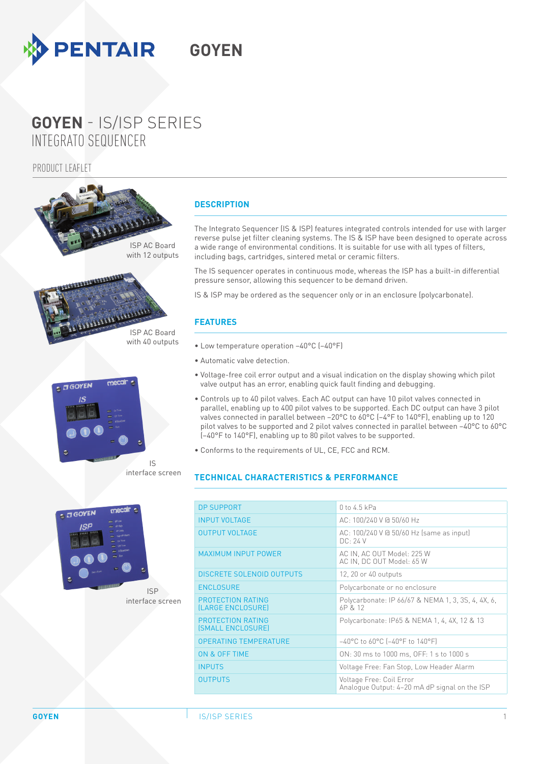PENTAIR GOYEN

# GOYEN - IS/ISP SERIES
## INTEGRATO SEQUENCER

PRODUCT LEAFLET

ISP AC Board with 12 outputs

ISP AC Board with 40 outputs

IS interface screen

ISP interface screen

## DESCRIPTION

The Integrato Sequencer (IS & ISP) features integrated controls intended for use with larger reverse pulse jet filter cleaning systems. The IS & ISP have been designed to operate across a wide range of environmental conditions. It is suitable for use with all types of filters, including bags, cartridges, sintered metal or ceramic filters.

The IS sequencer operates in continuous mode, whereas the ISP has a built-in differential pressure sensor, allowing this sequencer to be demand driven.

IS & ISP may be ordered as the sequencer only or in an enclosure (polycarbonate).

## FEATURES

- Low temperature operation –40°C (–40°F)
- Automatic valve detection.
- Voltage-free coil error output and a visual indication on the display showing which pilot valve output has an error, enabling quick fault finding and debugging.
- Controls up to 40 pilot valves. Each AC output can have 10 pilot valves connected in parallel, enabling up to 400 pilot valves to be supported. Each DC output can have 3 pilot valves connected in parallel between –20°C to 60°C (–4°F to 140°F), enabling up to 120 pilot valves to be supported and 2 pilot valves connected in parallel between –40°C to 60°C (–40°F to 140°F), enabling up to 80 pilot valves to be supported.
- Conforms to the requirements of UL, CE, FCC and RCM.

## TECHNICAL CHARACTERISTICS & PERFORMANCE

| | |
|---|---|
| DP SUPPORT | 0 to 4.5 kPa |
| INPUT VOLTAGE | AC: 100/240 V @ 50/60 Hz |
| OUTPUT VOLTAGE | AC: 100/240 V @ 50/60 Hz (same as input)<br>DC: 24 V |
| MAXIMUM INPUT POWER | AC IN, AC OUT Model: 225 W<br>AC IN, DC OUT Model: 65 W |
| DISCRETE SOLENOID OUTPUTS | 12, 20 or 40 outputs |
| ENCLOSURE | Polycarbonate or no enclosure |
| PROTECTION RATING (LARGE ENCLOSURE) | Polycarbonate: IP 66/67 & NEMA 1, 3, 3S, 4, 4X, 6, 6P & 12 |
| PROTECTION RATING (SMALL ENCLOSURE) | Polycarbonate: IP65 & NEMA 1, 4, 4X, 12 & 13 |
| OPERATING TEMPERATURE | –40°C to 60°C (–40°F to 140°F) |
| ON & OFF TIME | ON: 30 ms to 1000 ms, OFF: 1 s to 1000 s |
| INPUTS | Voltage Free: Fan Stop, Low Header Alarm |
| OUTPUTS | Voltage Free: Coil Error<br>Analogue Output: 4–20 mA dP signal on the ISP |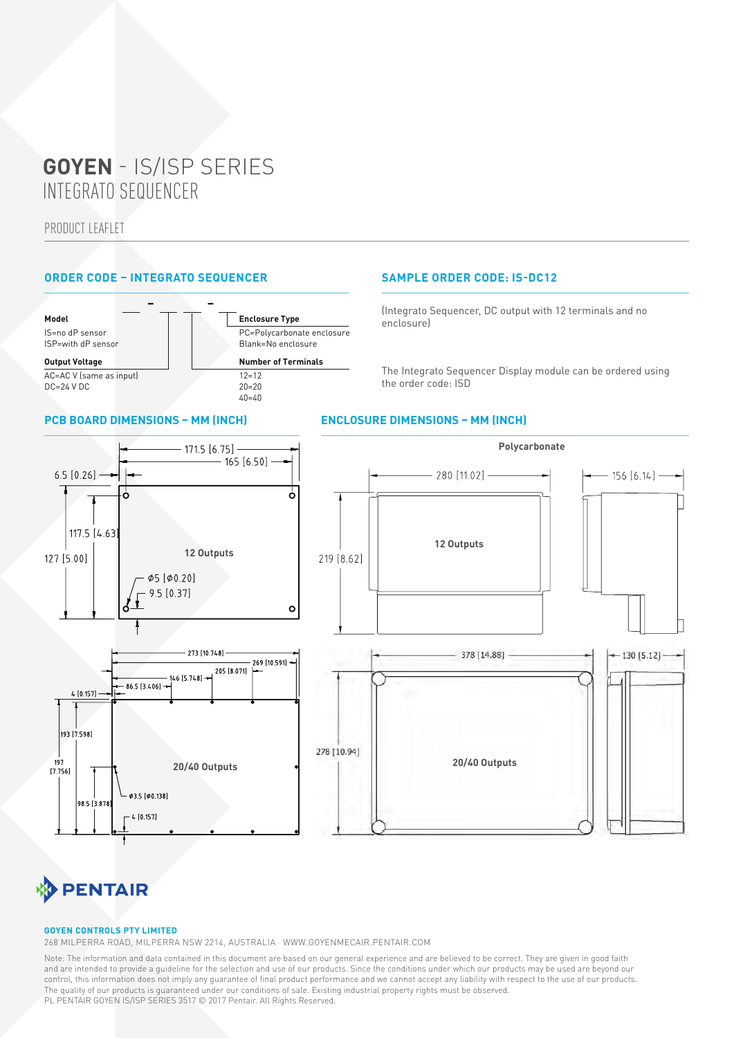# GOYEN - IS/ISP SERIES
INTEGRATO SEQUENCER

PRODUCT LEAFLET

## ORDER CODE – INTEGRATO SEQUENCER

\_ \_ \_ - \_ \_ \_ - \_ \_ \_

**Model**
IS=no dP sensor
ISP=with dP sensor

**Output Voltage**
AC=AC V (same as input)
DC=24 V DC

**Enclosure Type**
PC=Polycarbonate enclosure
Blank=No enclosure

**Number of Terminals**
12=12
20=20
40=40

## SAMPLE ORDER CODE: IS-DC12

(Integrato Sequencer, DC output with 12 terminals and no enclosure)

The Integrato Sequencer Display module can be ordered using the order code: ISD

## PCB BOARD DIMENSIONS – MM (INCH)

171.5 [6.75]
165 [6.50]
6.5 [0.26]
117.5 [4.63]
127 [5.00]
12 Outputs
ϕ5 [ϕ0.20]
9.5 [0.37]

273 [10.748]
269 [10.591]
205 [8.071]
146 [5.748]
86.5 [3.406]
4 [0.157]
193 [7.598]
197 [7.756]
98.5 [3.878]
20/40 Outputs
ϕ3.5 [ϕ0.138]
4 [0.157]

## ENCLOSURE DIMENSIONS – MM (INCH)

**Polycarbonate**

280 [11.02]
156 [6.14]
219 [8.62]
12 Outputs

378 [14.88]
130 [5.12]
278 [10.94]
20/40 Outputs

**GOYEN CONTROLS PTY LIMITED**

268 MILPERRA ROAD, MILPERRA NSW 2214, AUSTRALIA WWW.GOYENMECAIR.PENTAIR.COM

Note: The information and data contained in this document are based on our general experience and are believed to be correct. They are given in good faith and are intended to provide a guideline for the selection and use of our products. Since the conditions under which our products may be used are beyond our control, this information does not imply any guarantee of final product performance and we cannot accept any liability with respect to the use of our products. The quality of our products is guaranteed under our conditions of sale. Existing industrial property rights must be observed.
PL PENTAIR GOYEN IS/ISP SERIES 3517 © 2017 Pentair. All Rights Reserved.